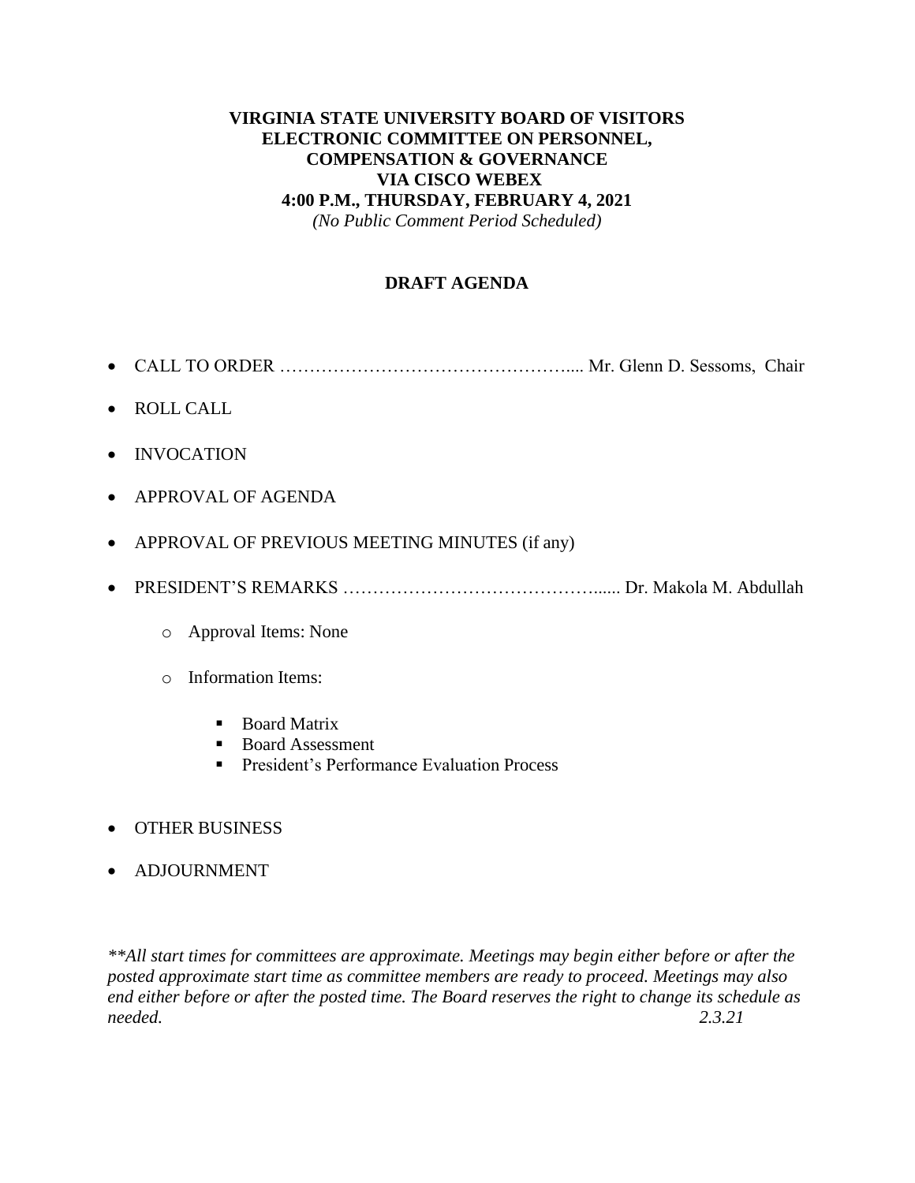**VIRGINIA STATE UNIVERSITY BOARD OF VISITORS**
**ELECTRONIC COMMITTEE ON PERSONNEL,**
**COMPENSATION & GOVERNANCE**
**VIA CISCO WEBEX**
**4:00 P.M., THURSDAY, FEBRUARY 4, 2021**
*(No Public Comment Period Scheduled)*

**DRAFT AGENDA**

- CALL TO ORDER ………………………………………….... Mr. Glenn D. Sessoms, Chair
- ROLL CALL
- INVOCATION
- APPROVAL OF AGENDA
- APPROVAL OF PREVIOUS MEETING MINUTES (if any)
- PRESIDENT'S REMARKS …………………………………...... Dr. Makola M. Abdullah
  - Approval Items: None
  - Information Items:
    - Board Matrix
    - Board Assessment
    - President's Performance Evaluation Process
- OTHER BUSINESS
- ADJOURNMENT

*\*\*All start times for committees are approximate. Meetings may begin either before or after the posted approximate start time as committee members are ready to proceed. Meetings may also end either before or after the posted time. The Board reserves the right to change its schedule as needed.* *2.3.21*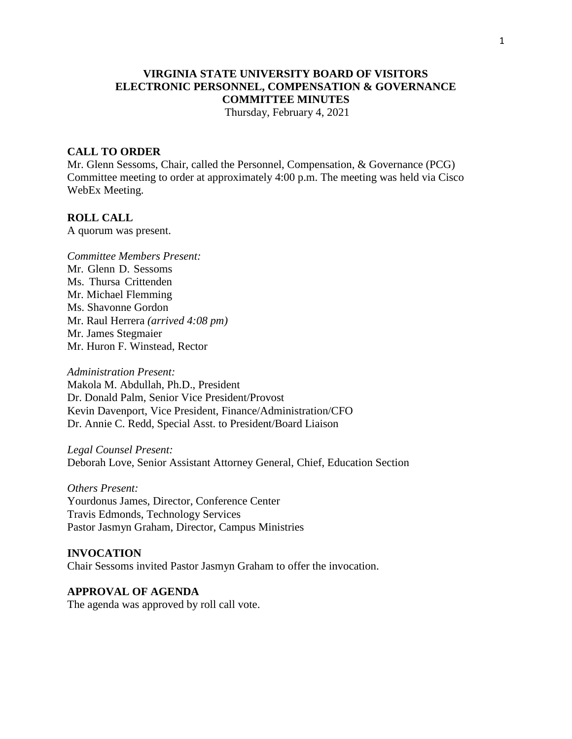# VIRGINIA STATE UNIVERSITY BOARD OF VISITORS
# ELECTRONIC PERSONNEL, COMPENSATION & GOVERNANCE COMMITTEE MINUTES

Thursday, February 4, 2021

## CALL TO ORDER

Mr. Glenn Sessoms, Chair, called the Personnel, Compensation, & Governance (PCG) Committee meeting to order at approximately 4:00 p.m. The meeting was held via Cisco WebEx Meeting.

## ROLL CALL

A quorum was present.

*Committee Members Present:*
Mr. Glenn D. Sessoms
Ms. Thursa Crittenden
Mr. Michael Flemming
Ms. Shavonne Gordon
Mr. Raul Herrera *(arrived 4:08 pm)*
Mr. James Stegmaier
Mr. Huron F. Winstead, Rector

*Administration Present:*
Makola M. Abdullah, Ph.D., President
Dr. Donald Palm, Senior Vice President/Provost
Kevin Davenport, Vice President, Finance/Administration/CFO
Dr. Annie C. Redd, Special Asst. to President/Board Liaison

*Legal Counsel Present:*
Deborah Love, Senior Assistant Attorney General, Chief, Education Section

*Others Present:*
Yourdonus James, Director, Conference Center
Travis Edmonds, Technology Services
Pastor Jasmyn Graham, Director, Campus Ministries

## INVOCATION

Chair Sessoms invited Pastor Jasmyn Graham to offer the invocation.

## APPROVAL OF AGENDA

The agenda was approved by roll call vote.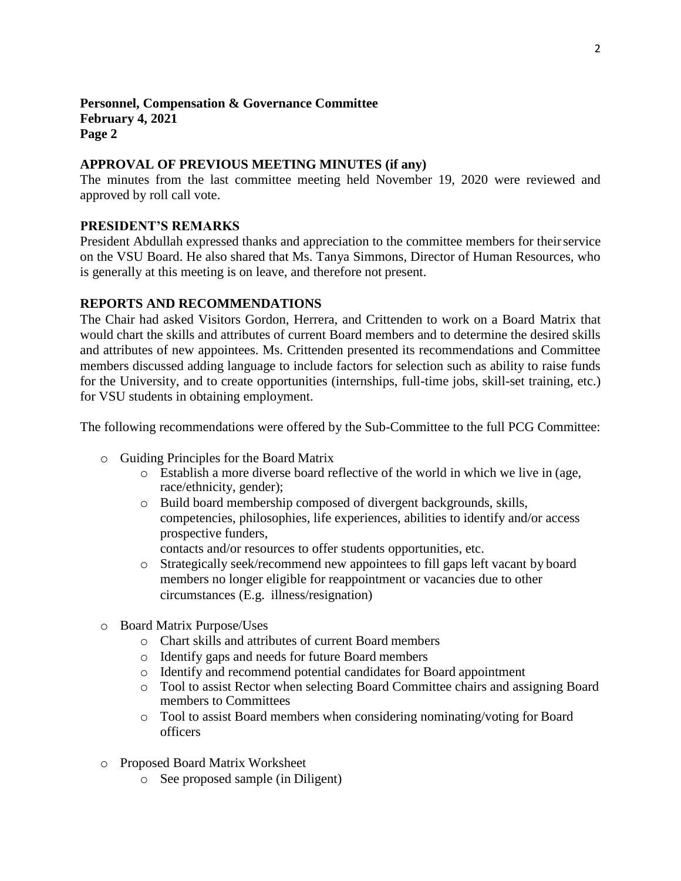**Personnel, Compensation & Governance Committee**
**February 4, 2021**
**Page 2**

## APPROVAL OF PREVIOUS MEETING MINUTES (if any)

The minutes from the last committee meeting held November 19, 2020 were reviewed and approved by roll call vote.

## PRESIDENT'S REMARKS

President Abdullah expressed thanks and appreciation to the committee members for their service on the VSU Board. He also shared that Ms. Tanya Simmons, Director of Human Resources, who is generally at this meeting is on leave, and therefore not present.

## REPORTS AND RECOMMENDATIONS

The Chair had asked Visitors Gordon, Herrera, and Crittenden to work on a Board Matrix that would chart the skills and attributes of current Board members and to determine the desired skills and attributes of new appointees. Ms. Crittenden presented its recommendations and Committee members discussed adding language to include factors for selection such as ability to raise funds for the University, and to create opportunities (internships, full-time jobs, skill-set training, etc.) for VSU students in obtaining employment.

The following recommendations were offered by the Sub-Committee to the full PCG Committee:

- Guiding Principles for the Board Matrix
  - Establish a more diverse board reflective of the world in which we live in (age, race/ethnicity, gender);
  - Build board membership composed of divergent backgrounds, skills, competencies, philosophies, life experiences, abilities to identify and/or access prospective funders,
    contacts and/or resources to offer students opportunities, etc.
  - Strategically seek/recommend new appointees to fill gaps left vacant by board members no longer eligible for reappointment or vacancies due to other circumstances (E.g. illness/resignation)
- Board Matrix Purpose/Uses
  - Chart skills and attributes of current Board members
  - Identify gaps and needs for future Board members
  - Identify and recommend potential candidates for Board appointment
  - Tool to assist Rector when selecting Board Committee chairs and assigning Board members to Committees
  - Tool to assist Board members when considering nominating/voting for Board officers
- Proposed Board Matrix Worksheet
  - See proposed sample (in Diligent)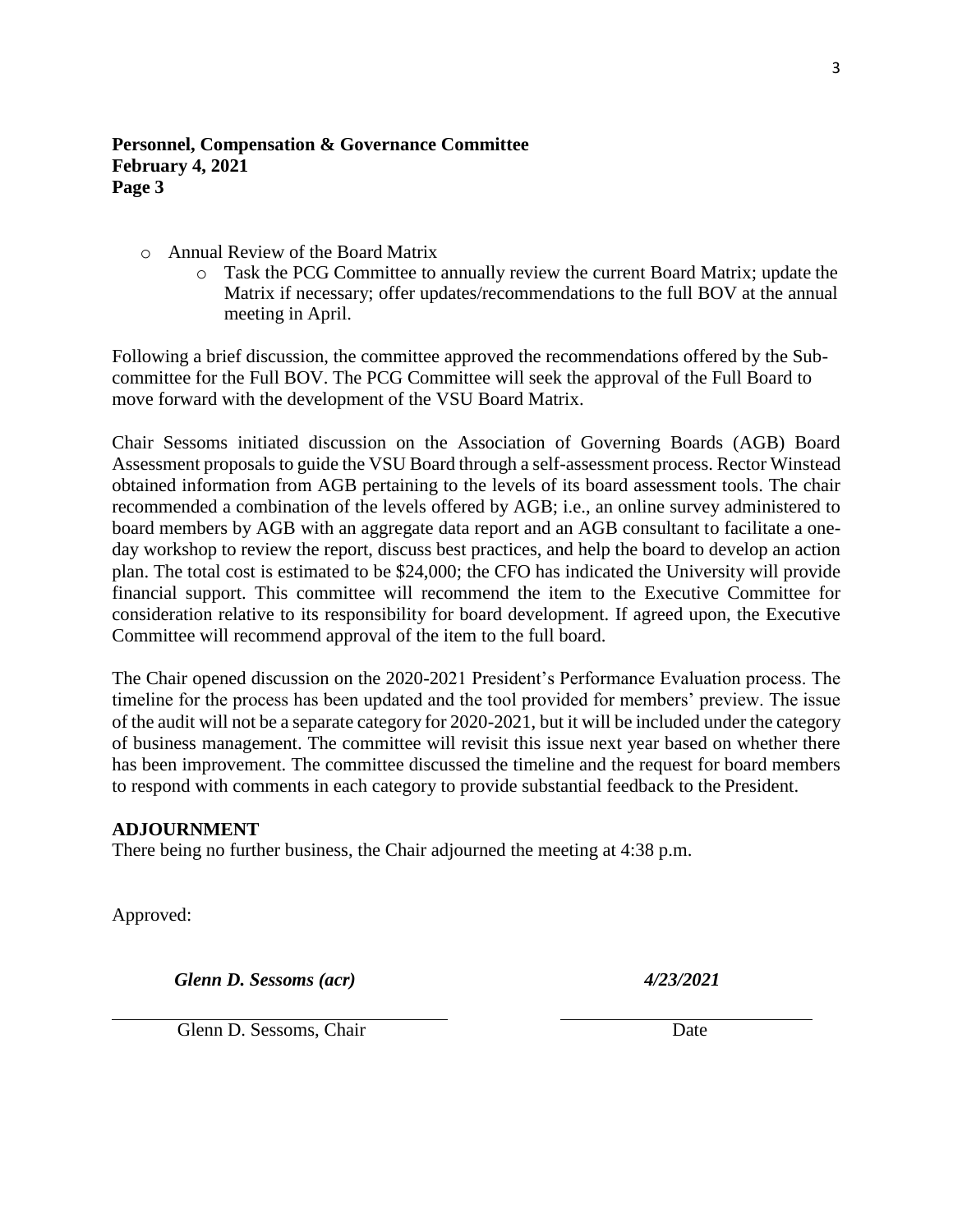**Personnel, Compensation & Governance Committee**
**February 4, 2021**
**Page 3**

- Annual Review of the Board Matrix
  - Task the PCG Committee to annually review the current Board Matrix; update the Matrix if necessary; offer updates/recommendations to the full BOV at the annual meeting in April.

Following a brief discussion, the committee approved the recommendations offered by the Sub-committee for the Full BOV. The PCG Committee will seek the approval of the Full Board to move forward with the development of the VSU Board Matrix.

Chair Sessoms initiated discussion on the Association of Governing Boards (AGB) Board Assessment proposals to guide the VSU Board through a self-assessment process. Rector Winstead obtained information from AGB pertaining to the levels of its board assessment tools. The chair recommended a combination of the levels offered by AGB; i.e., an online survey administered to board members by AGB with an aggregate data report and an AGB consultant to facilitate a one-day workshop to review the report, discuss best practices, and help the board to develop an action plan. The total cost is estimated to be $24,000; the CFO has indicated the University will provide financial support. This committee will recommend the item to the Executive Committee for consideration relative to its responsibility for board development. If agreed upon, the Executive Committee will recommend approval of the item to the full board.

The Chair opened discussion on the 2020-2021 President's Performance Evaluation process. The timeline for the process has been updated and the tool provided for members' preview. The issue of the audit will not be a separate category for 2020-2021, but it will be included under the category of business management. The committee will revisit this issue next year based on whether there has been improvement. The committee discussed the timeline and the request for board members to respond with comments in each category to provide substantial feedback to the President.

**ADJOURNMENT**

There being no further business, the Chair adjourned the meeting at 4:38 p.m.

Approved:

***Glenn D. Sessoms (acr)*** ***4/23/2021***

Glenn D. Sessoms, Chair Date